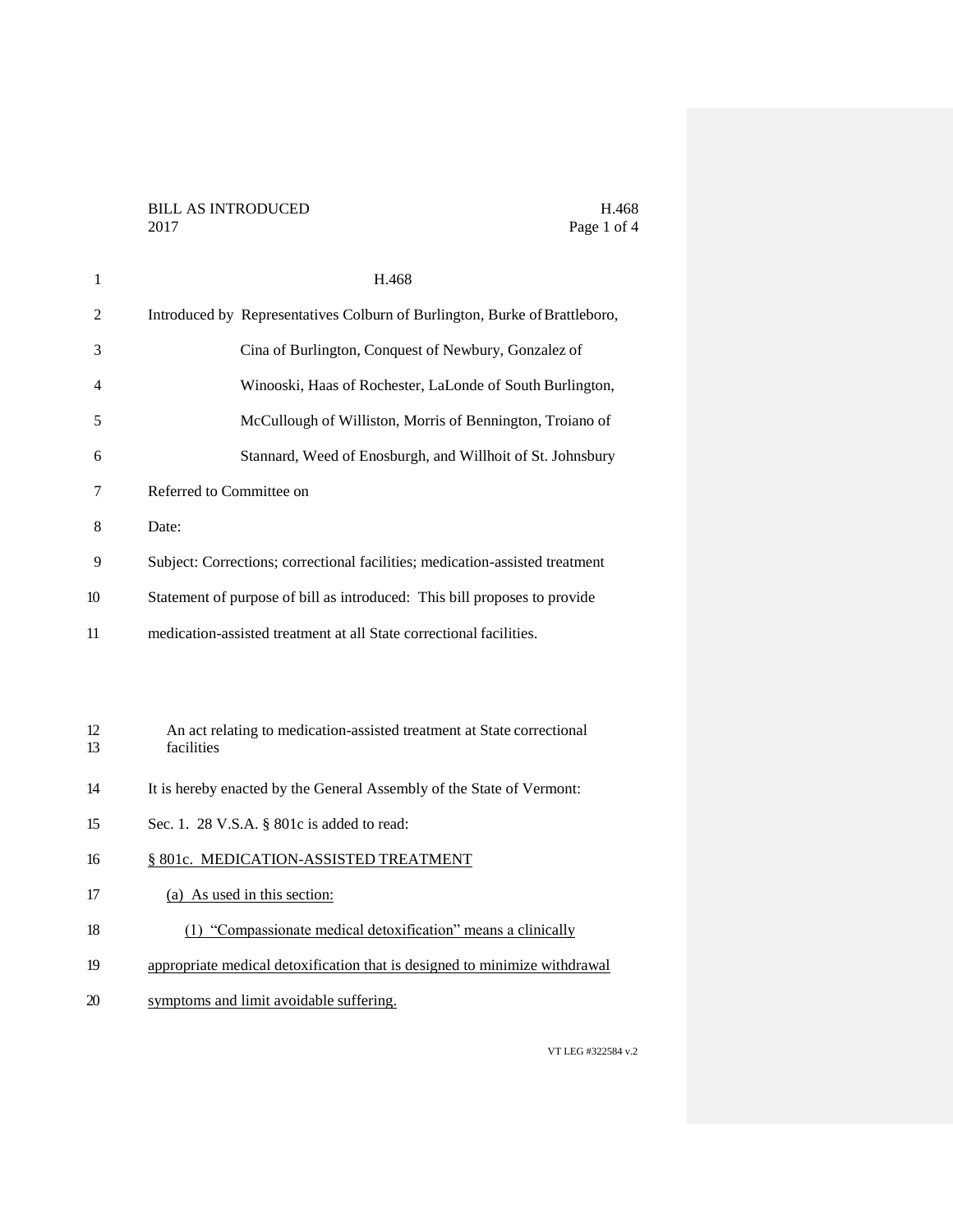# H.468

Introduced by Representatives Colburn of Burlington, Burke of Brattleboro, Cina of Burlington, Conquest of Newbury, Gonzalez of Winooski, Haas of Rochester, LaLonde of South Burlington, McCullough of Williston, Morris of Bennington, Troiano of Stannard, Weed of Enosburgh, and Willhoit of St. Johnsbury

Referred to Committee on

Date:

Subject: Corrections; correctional facilities; medication-assisted treatment

Statement of purpose of bill as introduced: This bill proposes to provide medication-assisted treatment at all State correctional facilities.

An act relating to medication-assisted treatment at State correctional facilities

It is hereby enacted by the General Assembly of the State of Vermont:

Sec. 1. 28 V.S.A. § 801c is added to read:

§ 801c. MEDICATION-ASSISTED TREATMENT

(a) As used in this section:

(1) "Compassionate medical detoxification" means a clinically appropriate medical detoxification that is designed to minimize withdrawal symptoms and limit avoidable suffering.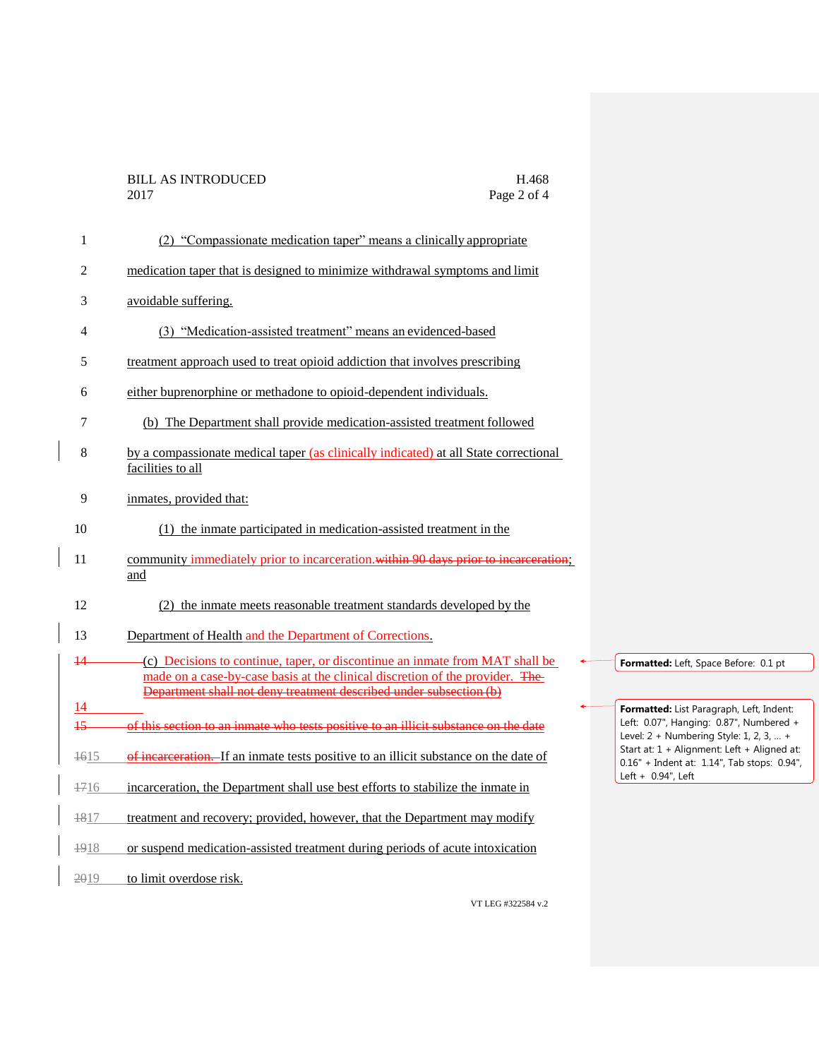(2) "Compassionate medication taper" means a clinically appropriate medication taper that is designed to minimize withdrawal symptoms and limit avoidable suffering.

(3) "Medication-assisted treatment" means an evidenced-based treatment approach used to treat opioid addiction that involves prescribing either buprenorphine or methadone to opioid-dependent individuals.

(b) The Department shall provide medication-assisted treatment followed by a compassionate medical taper (as clinically indicated) at all State correctional facilities to all inmates, provided that:

(1) the inmate participated in medication-assisted treatment in the community immediately prior to incarceration.~~within 90 days prior to incarceration~~; and

(2) the inmate meets reasonable treatment standards developed by the Department of Health and the Department of Corrections.

(c) Decisions to continue, taper, or discontinue an inmate from MAT shall be made on a case-by-case basis at the clinical discretion of the provider. ~~The Department shall not deny treatment described under subsection (b) of this section to an inmate who tests positive to an illicit substance on the date of incarceration.~~ If an inmate tests positive to an illicit substance on the date of incarceration, the Department shall use best efforts to stabilize the inmate in treatment and recovery; provided, however, that the Department may modify or suspend medication-assisted treatment during periods of acute intoxication to limit overdose risk.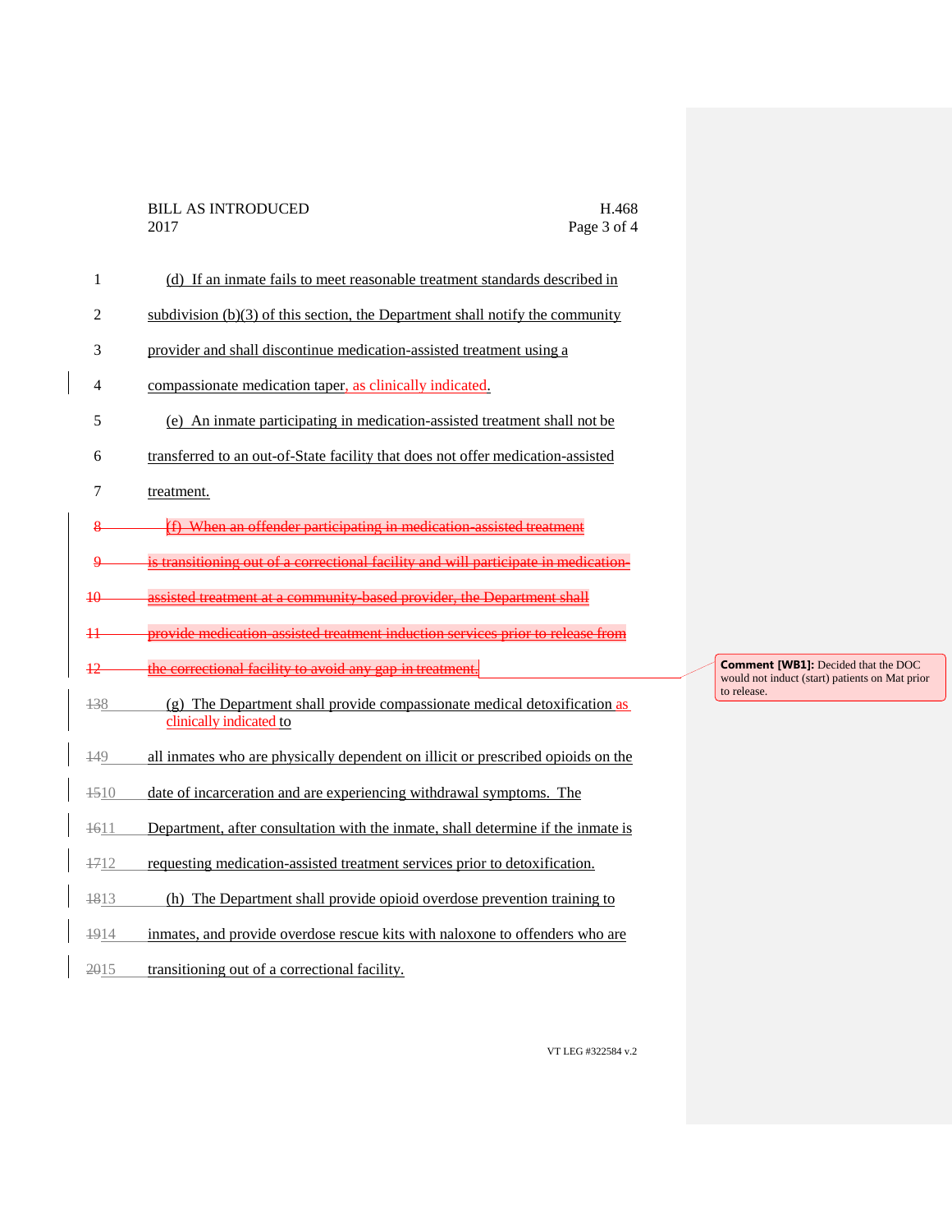(d) If an inmate fails to meet reasonable treatment standards described in subdivision (b)(3) of this section, the Department shall notify the community provider and shall discontinue medication-assisted treatment using a compassionate medication taper, as clinically indicated.

(e) An inmate participating in medication-assisted treatment shall not be transferred to an out-of-State facility that does not offer medication-assisted treatment.

~~(f) When an offender participating in medication-assisted treatment is transitioning out of a correctional facility and will participate in medication-assisted treatment at a community-based provider, the Department shall provide medication-assisted treatment induction services prior to release from the correctional facility to avoid any gap in treatment.~~

> **Comment [WB1]:** Decided that the DOC would not induct (start) patients on Mat prior to release.

(g) The Department shall provide compassionate medical detoxification as clinically indicated to all inmates who are physically dependent on illicit or prescribed opioids on the date of incarceration and are experiencing withdrawal symptoms. The Department, after consultation with the inmate, shall determine if the inmate is requesting medication-assisted treatment services prior to detoxification.

(h) The Department shall provide opioid overdose prevention training to inmates, and provide overdose rescue kits with naloxone to offenders who are transitioning out of a correctional facility.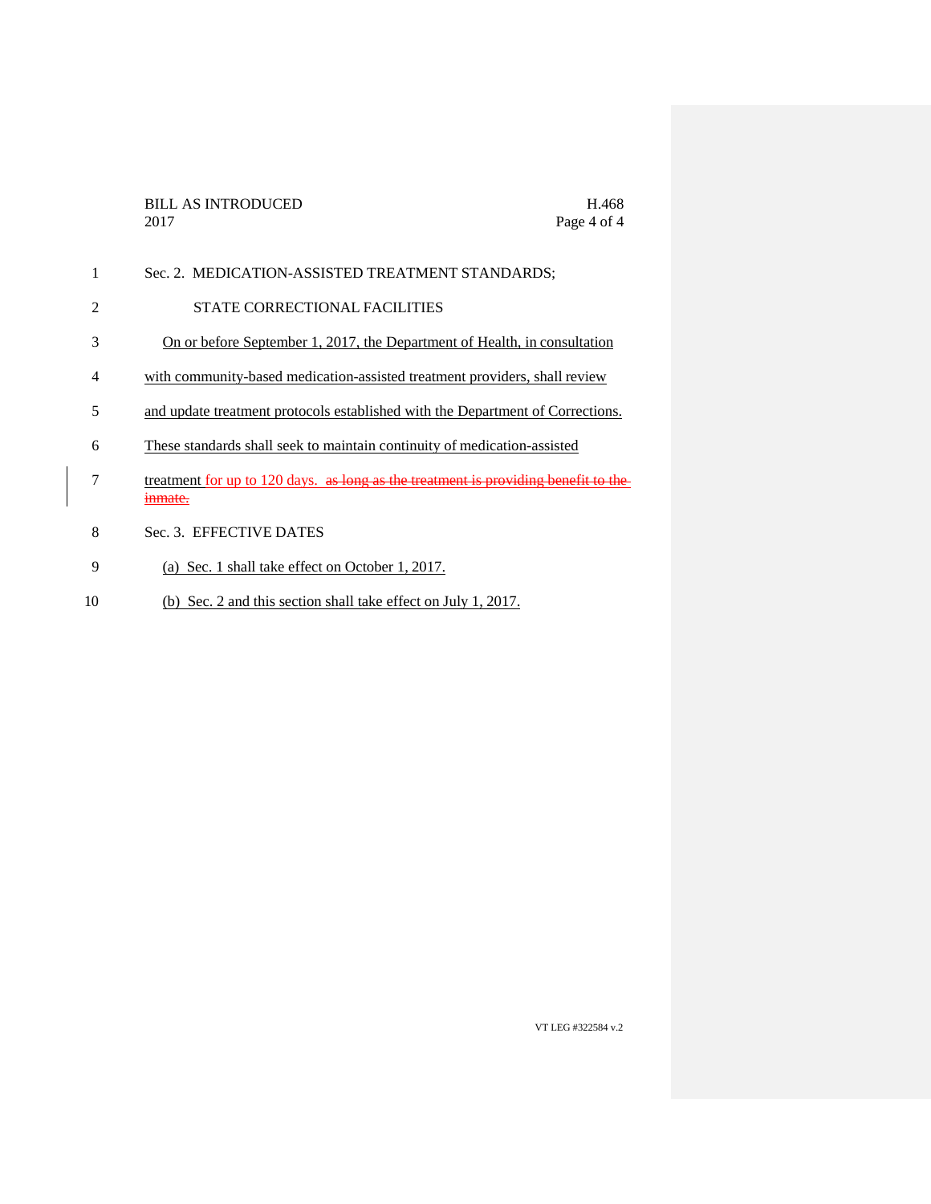Sec. 2. MEDICATION-ASSISTED TREATMENT STANDARDS; STATE CORRECTIONAL FACILITIES

On or before September 1, 2017, the Department of Health, in consultation with community-based medication-assisted treatment providers, shall review and update treatment protocols established with the Department of Corrections. These standards shall seek to maintain continuity of medication-assisted treatment for up to 120 days. ~~as long as the treatment is providing benefit to the inmate.~~

Sec. 3. EFFECTIVE DATES

(a) Sec. 1 shall take effect on October 1, 2017.

(b) Sec. 2 and this section shall take effect on July 1, 2017.

VT LEG #322584 v.2